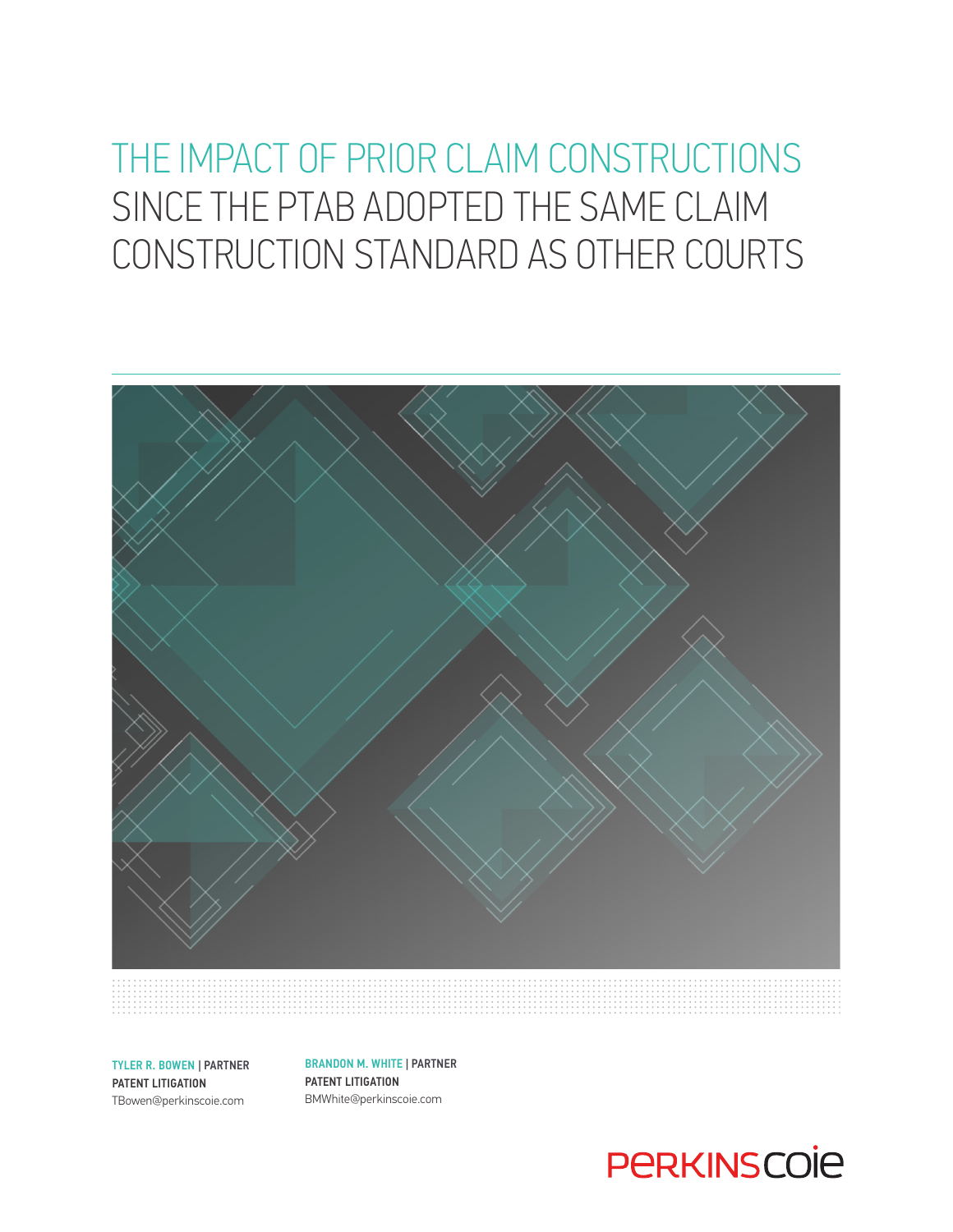# THE IMPACT OF PRIOR CLAIM CONSTRUCTIONS SINCE THE PTAB ADOPTED THE SAME CLAIM CONSTRUCTION STANDARD AS OTHER COURTS

**TYLER R. BOWEN | PARTNER**
**PATENT LITIGATION**
TBowen@perkinscoie.com

**BRANDON M. WHITE | PARTNER**
**PATENT LITIGATION**
BMWhite@perkinscoie.com

PERKINS COIE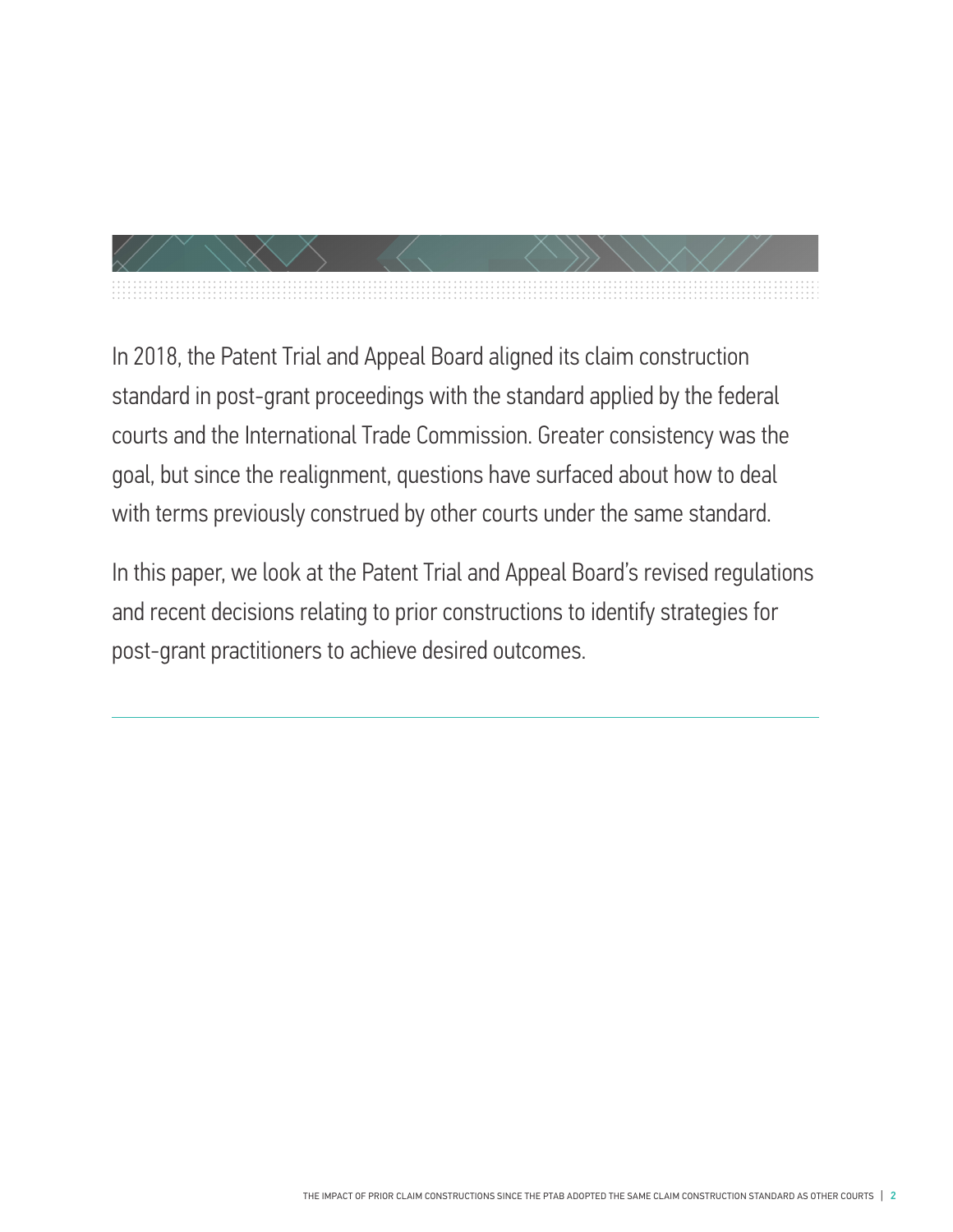In 2018, the Patent Trial and Appeal Board aligned its claim construction standard in post-grant proceedings with the standard applied by the federal courts and the International Trade Commission. Greater consistency was the goal, but since the realignment, questions have surfaced about how to deal with terms previously construed by other courts under the same standard.

In this paper, we look at the Patent Trial and Appeal Board's revised regulations and recent decisions relating to prior constructions to identify strategies for post-grant practitioners to achieve desired outcomes.

---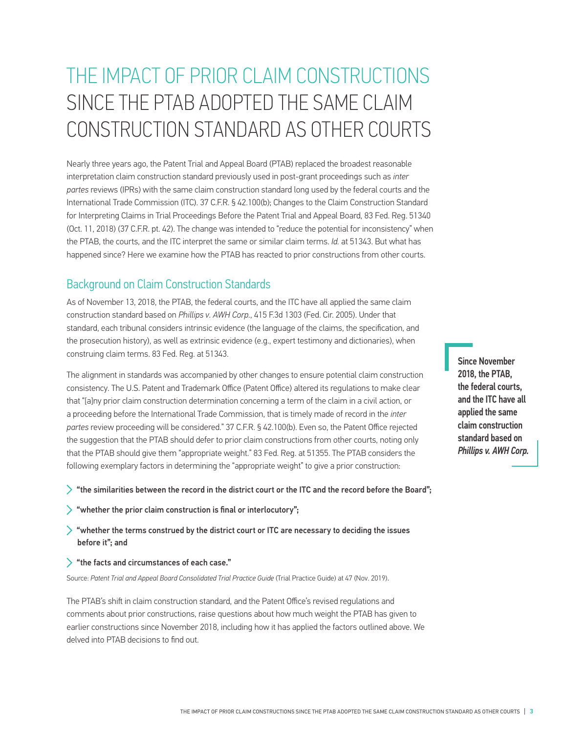# THE IMPACT OF PRIOR CLAIM CONSTRUCTIONS SINCE THE PTAB ADOPTED THE SAME CLAIM CONSTRUCTION STANDARD AS OTHER COURTS

Nearly three years ago, the Patent Trial and Appeal Board (PTAB) replaced the broadest reasonable interpretation claim construction standard previously used in post-grant proceedings such as *inter partes* reviews (IPRs) with the same claim construction standard long used by the federal courts and the International Trade Commission (ITC). 37 C.F.R. § 42.100(b); Changes to the Claim Construction Standard for Interpreting Claims in Trial Proceedings Before the Patent Trial and Appeal Board, 83 Fed. Reg. 51340 (Oct. 11, 2018) (37 C.F.R. pt. 42). The change was intended to "reduce the potential for inconsistency" when the PTAB, the courts, and the ITC interpret the same or similar claim terms. *Id.* at 51343. But what has happened since? Here we examine how the PTAB has reacted to prior constructions from other courts.

## Background on Claim Construction Standards

As of November 13, 2018, the PTAB, the federal courts, and the ITC have all applied the same claim construction standard based on *Phillips v. AWH Corp.*, 415 F.3d 1303 (Fed. Cir. 2005). Under that standard, each tribunal considers intrinsic evidence (the language of the claims, the specification, and the prosecution history), as well as extrinsic evidence (e.g., expert testimony and dictionaries), when construing claim terms. 83 Fed. Reg. at 51343.

**Since November 2018, the PTAB, the federal courts, and the ITC have all applied the same claim construction standard based on *Phillips v. AWH Corp.***

The alignment in standards was accompanied by other changes to ensure potential claim construction consistency. The U.S. Patent and Trademark Office (Patent Office) altered its regulations to make clear that "[a]ny prior claim construction determination concerning a term of the claim in a civil action, or a proceeding before the International Trade Commission, that is timely made of record in the *inter partes* review proceeding will be considered." 37 C.F.R. § 42.100(b). Even so, the Patent Office rejected the suggestion that the PTAB should defer to prior claim constructions from other courts, noting only that the PTAB should give them "appropriate weight." 83 Fed. Reg. at 51355. The PTAB considers the following exemplary factors in determining the "appropriate weight" to give a prior construction:

- **"the similarities between the record in the district court or the ITC and the record before the Board";**
- **"whether the prior claim construction is final or interlocutory";**
- **"whether the terms construed by the district court or ITC are necessary to deciding the issues before it"; and**
- **"the facts and circumstances of each case."**

Source: *Patent Trial and Appeal Board Consolidated Trial Practice Guide* (Trial Practice Guide) at 47 (Nov. 2019).

The PTAB's shift in claim construction standard, and the Patent Office's revised regulations and comments about prior constructions, raise questions about how much weight the PTAB has given to earlier constructions since November 2018, including how it has applied the factors outlined above. We delved into PTAB decisions to find out.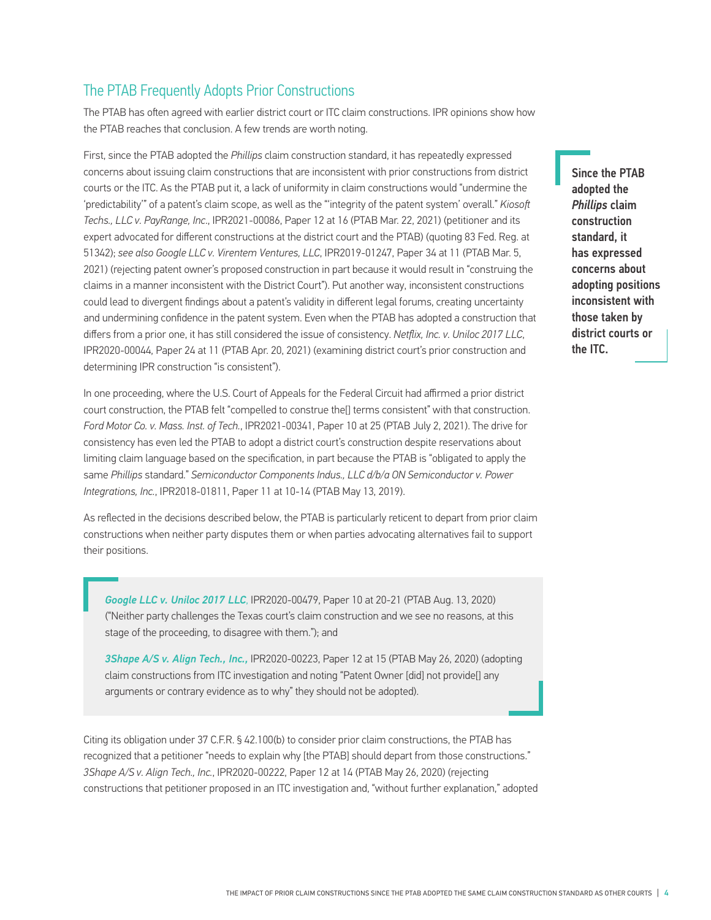## The PTAB Frequently Adopts Prior Constructions

The PTAB has often agreed with earlier district court or ITC claim constructions. IPR opinions show how the PTAB reaches that conclusion. A few trends are worth noting.

First, since the PTAB adopted the *Phillips* claim construction standard, it has repeatedly expressed concerns about issuing claim constructions that are inconsistent with prior constructions from district courts or the ITC. As the PTAB put it, a lack of uniformity in claim constructions would "undermine the 'predictability'" of a patent's claim scope, as well as the "'integrity of the patent system' overall." *Kiosoft Techs., LLC v. PayRange, Inc.*, IPR2021-00086, Paper 12 at 16 (PTAB Mar. 22, 2021) (petitioner and its expert advocated for different constructions at the district court and the PTAB) (quoting 83 Fed. Reg. at 51342); *see also Google LLC v. Virentem Ventures, LLC*, IPR2019-01247, Paper 34 at 11 (PTAB Mar. 5, 2021) (rejecting patent owner's proposed construction in part because it would result in "construing the claims in a manner inconsistent with the District Court"). Put another way, inconsistent constructions could lead to divergent findings about a patent's validity in different legal forums, creating uncertainty and undermining confidence in the patent system. Even when the PTAB has adopted a construction that differs from a prior one, it has still considered the issue of consistency. *Netflix, Inc. v. Uniloc 2017 LLC*, IPR2020-00044, Paper 24 at 11 (PTAB Apr. 20, 2021) (examining district court's prior construction and determining IPR construction "is consistent").

**Since the PTAB adopted the *Phillips* claim construction standard, it has expressed concerns about adopting positions inconsistent with those taken by district courts or the ITC.**

In one proceeding, where the U.S. Court of Appeals for the Federal Circuit had affirmed a prior district court construction, the PTAB felt "compelled to construe the[] terms consistent" with that construction. *Ford Motor Co. v. Mass. Inst. of Tech.*, IPR2021-00341, Paper 10 at 25 (PTAB July 2, 2021). The drive for consistency has even led the PTAB to adopt a district court's construction despite reservations about limiting claim language based on the specification, in part because the PTAB is "obligated to apply the same *Phillips* standard." *Semiconductor Components Indus., LLC d/b/a ON Semiconductor v. Power Integrations, Inc.*, IPR2018-01811, Paper 11 at 10-14 (PTAB May 13, 2019).

As reflected in the decisions described below, the PTAB is particularly reticent to depart from prior claim constructions when neither party disputes them or when parties advocating alternatives fail to support their positions.

> ***Google LLC v. Uniloc 2017 LLC***, IPR2020-00479, Paper 10 at 20-21 (PTAB Aug. 13, 2020) ("Neither party challenges the Texas court's claim construction and we see no reasons, at this stage of the proceeding, to disagree with them."); and
>
> ***3Shape A/S v. Align Tech., Inc.***, IPR2020-00223, Paper 12 at 15 (PTAB May 26, 2020) (adopting claim constructions from ITC investigation and noting "Patent Owner [did] not provide[] any arguments or contrary evidence as to why" they should not be adopted).

Citing its obligation under 37 C.F.R. § 42.100(b) to consider prior claim constructions, the PTAB has recognized that a petitioner "needs to explain why [the PTAB] should depart from those constructions." *3Shape A/S v. Align Tech., Inc.*, IPR2020-00222, Paper 12 at 14 (PTAB May 26, 2020) (rejecting constructions that petitioner proposed in an ITC investigation and, "without further explanation," adopted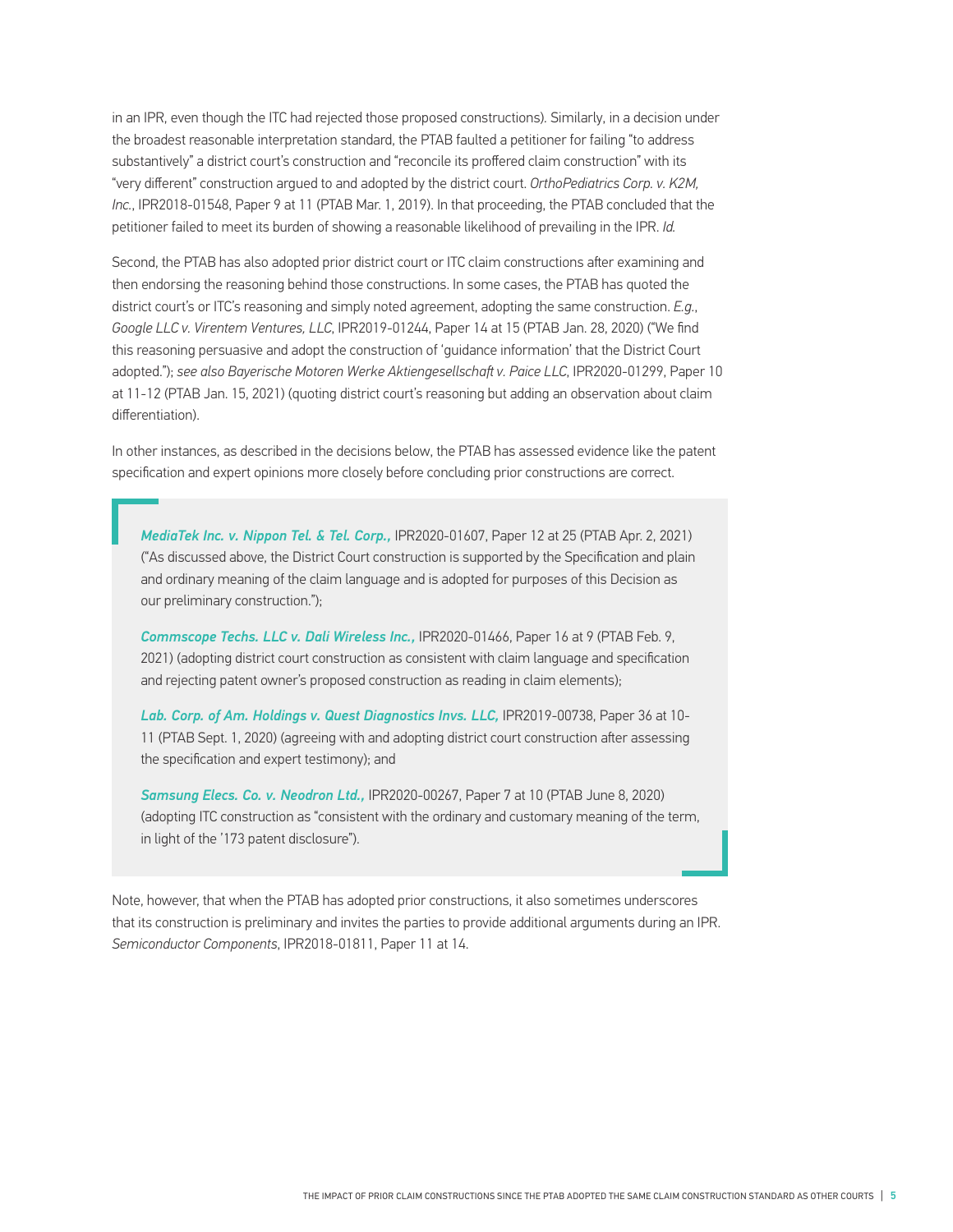in an IPR, even though the ITC had rejected those proposed constructions). Similarly, in a decision under the broadest reasonable interpretation standard, the PTAB faulted a petitioner for failing "to address substantively" a district court's construction and "reconcile its proffered claim construction" with its "very different" construction argued to and adopted by the district court. *OrthoPediatrics Corp. v. K2M, Inc.*, IPR2018-01548, Paper 9 at 11 (PTAB Mar. 1, 2019). In that proceeding, the PTAB concluded that the petitioner failed to meet its burden of showing a reasonable likelihood of prevailing in the IPR. *Id.*

Second, the PTAB has also adopted prior district court or ITC claim constructions after examining and then endorsing the reasoning behind those constructions. In some cases, the PTAB has quoted the district court's or ITC's reasoning and simply noted agreement, adopting the same construction. *E.g.*, *Google LLC v. Virentem Ventures, LLC*, IPR2019-01244, Paper 14 at 15 (PTAB Jan. 28, 2020) ("We find this reasoning persuasive and adopt the construction of 'guidance information' that the District Court adopted."); *see also Bayerische Motoren Werke Aktiengesellschaft v. Paice LLC*, IPR2020-01299, Paper 10 at 11-12 (PTAB Jan. 15, 2021) (quoting district court's reasoning but adding an observation about claim differentiation).

In other instances, as described in the decisions below, the PTAB has assessed evidence like the patent specification and expert opinions more closely before concluding prior constructions are correct.

> ***MediaTek Inc. v. Nippon Tel. & Tel. Corp.,*** IPR2020-01607, Paper 12 at 25 (PTAB Apr. 2, 2021) ("As discussed above, the District Court construction is supported by the Specification and plain and ordinary meaning of the claim language and is adopted for purposes of this Decision as our preliminary construction.");
>
> ***Commscope Techs. LLC v. Dali Wireless Inc.,*** IPR2020-01466, Paper 16 at 9 (PTAB Feb. 9, 2021) (adopting district court construction as consistent with claim language and specification and rejecting patent owner's proposed construction as reading in claim elements);
>
> ***Lab. Corp. of Am. Holdings v. Quest Diagnostics Invs. LLC,*** IPR2019-00738, Paper 36 at 10-11 (PTAB Sept. 1, 2020) (agreeing with and adopting district court construction after assessing the specification and expert testimony); and
>
> ***Samsung Elecs. Co. v. Neodron Ltd.,*** IPR2020-00267, Paper 7 at 10 (PTAB June 8, 2020) (adopting ITC construction as "consistent with the ordinary and customary meaning of the term, in light of the '173 patent disclosure").

Note, however, that when the PTAB has adopted prior constructions, it also sometimes underscores that its construction is preliminary and invites the parties to provide additional arguments during an IPR. *Semiconductor Components*, IPR2018-01811, Paper 11 at 14.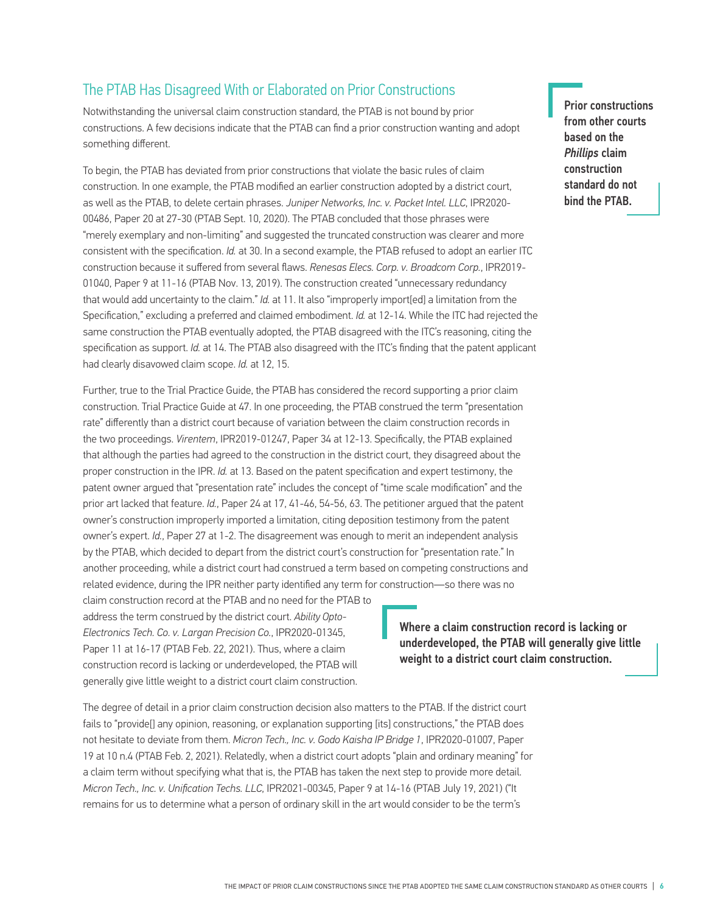## The PTAB Has Disagreed With or Elaborated on Prior Constructions

Notwithstanding the universal claim construction standard, the PTAB is not bound by prior constructions. A few decisions indicate that the PTAB can find a prior construction wanting and adopt something different.

> **Prior constructions from other courts based on the *Phillips* claim construction standard do not bind the PTAB.**

To begin, the PTAB has deviated from prior constructions that violate the basic rules of claim construction. In one example, the PTAB modified an earlier construction adopted by a district court, as well as the PTAB, to delete certain phrases. *Juniper Networks, Inc. v. Packet Intel. LLC*, IPR2020-00486, Paper 20 at 27-30 (PTAB Sept. 10, 2020). The PTAB concluded that those phrases were "merely exemplary and non-limiting" and suggested the truncated construction was clearer and more consistent with the specification. *Id.* at 30. In a second example, the PTAB refused to adopt an earlier ITC construction because it suffered from several flaws. *Renesas Elecs. Corp. v. Broadcom Corp.*, IPR2019-01040, Paper 9 at 11-16 (PTAB Nov. 13, 2019). The construction created "unnecessary redundancy that would add uncertainty to the claim." *Id.* at 11. It also "improperly import[ed] a limitation from the Specification," excluding a preferred and claimed embodiment. *Id.* at 12-14. While the ITC had rejected the same construction the PTAB eventually adopted, the PTAB disagreed with the ITC's reasoning, citing the specification as support. *Id.* at 14. The PTAB also disagreed with the ITC's finding that the patent applicant had clearly disavowed claim scope. *Id.* at 12, 15.

Further, true to the Trial Practice Guide, the PTAB has considered the record supporting a prior claim construction. Trial Practice Guide at 47. In one proceeding, the PTAB construed the term "presentation rate" differently than a district court because of variation between the claim construction records in the two proceedings. *Virentem*, IPR2019-01247, Paper 34 at 12-13. Specifically, the PTAB explained that although the parties had agreed to the construction in the district court, they disagreed about the proper construction in the IPR. *Id.* at 13. Based on the patent specification and expert testimony, the patent owner argued that "presentation rate" includes the concept of "time scale modification" and the prior art lacked that feature. *Id.*, Paper 24 at 17, 41-46, 54-56, 63. The petitioner argued that the patent owner's construction improperly imported a limitation, citing deposition testimony from the patent owner's expert. *Id.*, Paper 27 at 1-2. The disagreement was enough to merit an independent analysis by the PTAB, which decided to depart from the district court's construction for "presentation rate." In another proceeding, while a district court had construed a term based on competing constructions and related evidence, during the IPR neither party identified any term for construction—so there was no claim construction record at the PTAB and no need for the PTAB to address the term construed by the district court. *Ability Opto-Electronics Tech. Co. v. Largan Precision Co.*, IPR2020-01345, Paper 11 at 16-17 (PTAB Feb. 22, 2021). Thus, where a claim construction record is lacking or underdeveloped, the PTAB will generally give little weight to a district court claim construction.

> **Where a claim construction record is lacking or underdeveloped, the PTAB will generally give little weight to a district court claim construction.**

The degree of detail in a prior claim construction decision also matters to the PTAB. If the district court fails to "provide[] any opinion, reasoning, or explanation supporting [its] constructions," the PTAB does not hesitate to deviate from them. *Micron Tech., Inc. v. Godo Kaisha IP Bridge 1*, IPR2020-01007, Paper 19 at 10 n.4 (PTAB Feb. 2, 2021). Relatedly, when a district court adopts "plain and ordinary meaning" for a claim term without specifying what that is, the PTAB has taken the next step to provide more detail. *Micron Tech., Inc. v. Unification Techs. LLC*, IPR2021-00345, Paper 9 at 14-16 (PTAB July 19, 2021) ("It remains for us to determine what a person of ordinary skill in the art would consider to be the term's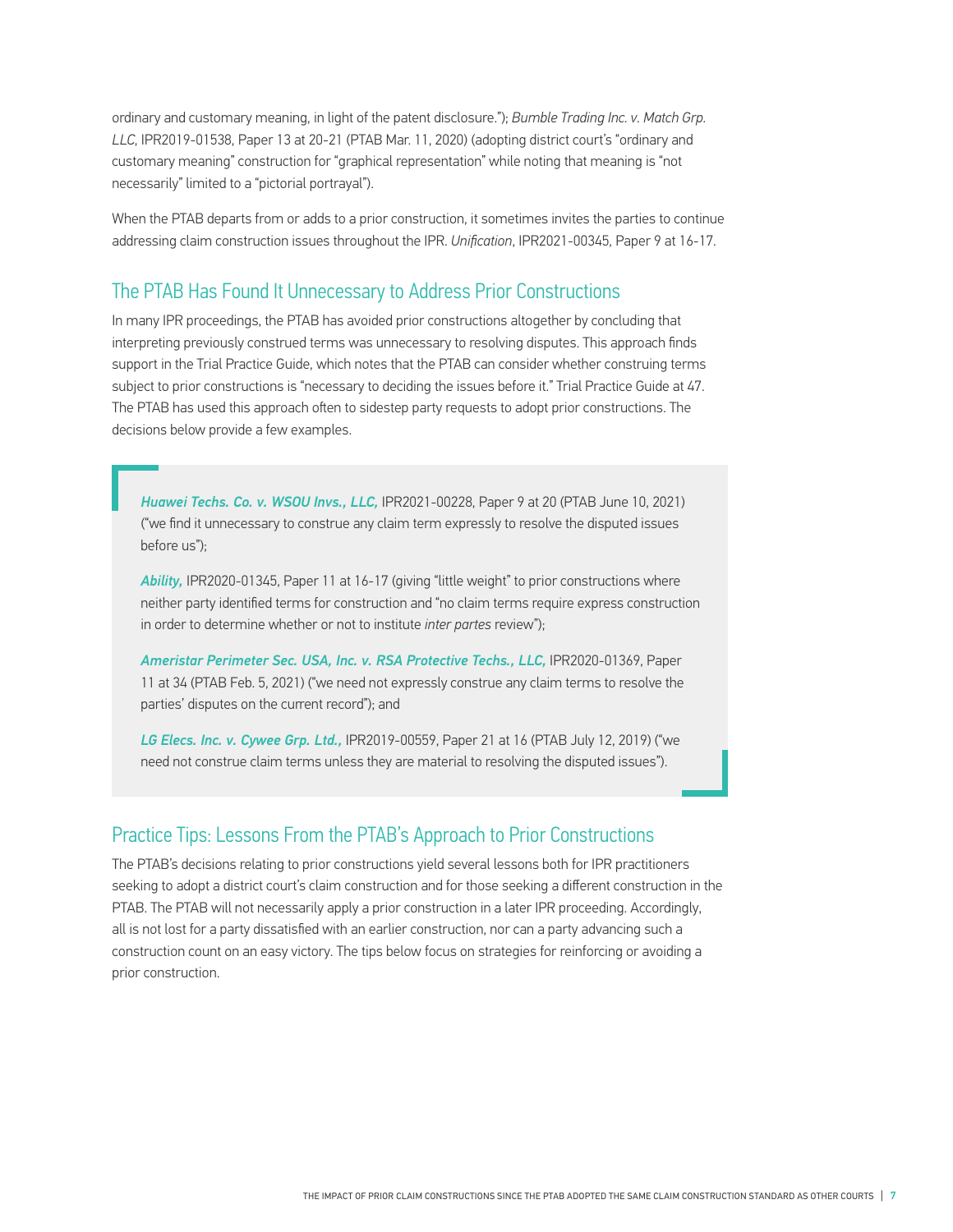ordinary and customary meaning, in light of the patent disclosure."); *Bumble Trading Inc. v. Match Grp. LLC*, IPR2019-01538, Paper 13 at 20-21 (PTAB Mar. 11, 2020) (adopting district court's "ordinary and customary meaning" construction for "graphical representation" while noting that meaning is "not necessarily" limited to a "pictorial portrayal").

When the PTAB departs from or adds to a prior construction, it sometimes invites the parties to continue addressing claim construction issues throughout the IPR. *Unification*, IPR2021-00345, Paper 9 at 16-17.

## The PTAB Has Found It Unnecessary to Address Prior Constructions

In many IPR proceedings, the PTAB has avoided prior constructions altogether by concluding that interpreting previously construed terms was unnecessary to resolving disputes. This approach finds support in the Trial Practice Guide, which notes that the PTAB can consider whether construing terms subject to prior constructions is "necessary to deciding the issues before it." Trial Practice Guide at 47. The PTAB has used this approach often to sidestep party requests to adopt prior constructions. The decisions below provide a few examples.

> ***Huawei Techs. Co. v. WSOU Invs., LLC,*** IPR2021-00228, Paper 9 at 20 (PTAB June 10, 2021) ("we find it unnecessary to construe any claim term expressly to resolve the disputed issues before us");
>
> ***Ability,*** IPR2020-01345, Paper 11 at 16-17 (giving "little weight" to prior constructions where neither party identified terms for construction and "no claim terms require express construction in order to determine whether or not to institute *inter partes* review");
>
> ***Ameristar Perimeter Sec. USA, Inc. v. RSA Protective Techs., LLC,*** IPR2020-01369, Paper 11 at 34 (PTAB Feb. 5, 2021) ("we need not expressly construe any claim terms to resolve the parties' disputes on the current record"); and
>
> ***LG Elecs. Inc. v. Cywee Grp. Ltd.,*** IPR2019-00559, Paper 21 at 16 (PTAB July 12, 2019) ("we need not construe claim terms unless they are material to resolving the disputed issues").

## Practice Tips: Lessons From the PTAB's Approach to Prior Constructions

The PTAB's decisions relating to prior constructions yield several lessons both for IPR practitioners seeking to adopt a district court's claim construction and for those seeking a different construction in the PTAB. The PTAB will not necessarily apply a prior construction in a later IPR proceeding. Accordingly, all is not lost for a party dissatisfied with an earlier construction, nor can a party advancing such a construction count on an easy victory. The tips below focus on strategies for reinforcing or avoiding a prior construction.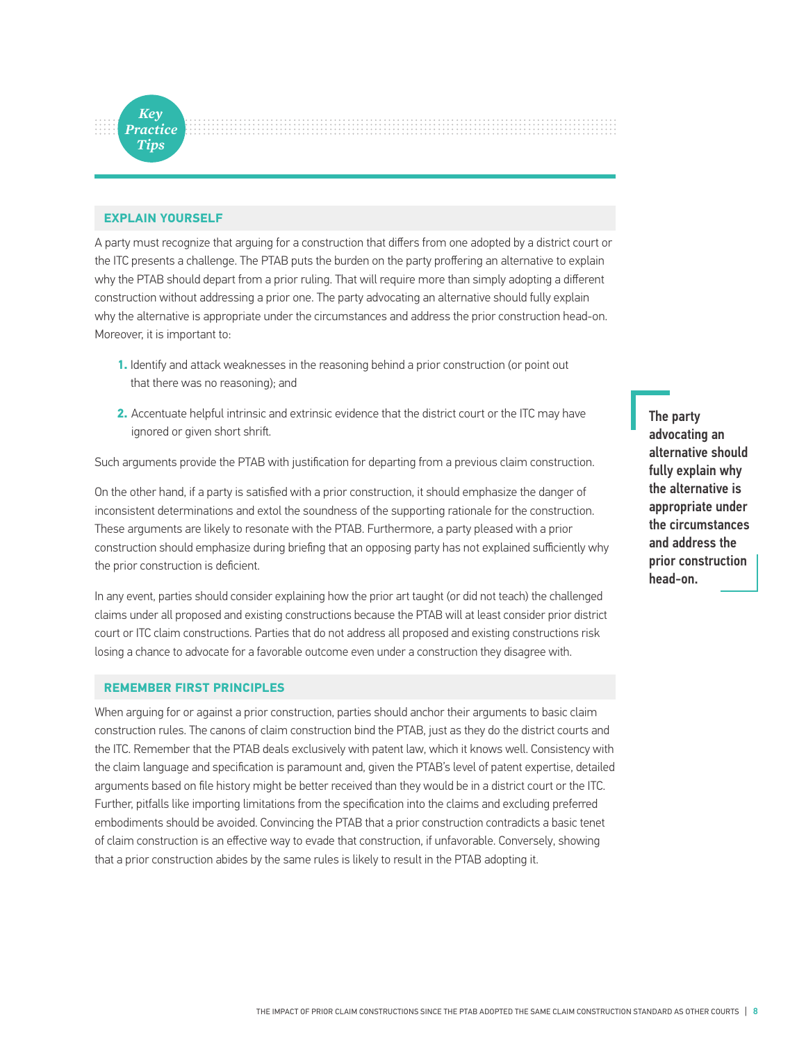## Key Practice Tips

### EXPLAIN YOURSELF

A party must recognize that arguing for a construction that differs from one adopted by a district court or the ITC presents a challenge. The PTAB puts the burden on the party proffering an alternative to explain why the PTAB should depart from a prior ruling. That will require more than simply adopting a different construction without addressing a prior one. The party advocating an alternative should fully explain why the alternative is appropriate under the circumstances and address the prior construction head-on. Moreover, it is important to:

1. Identify and attack weaknesses in the reasoning behind a prior construction (or point out that there was no reasoning); and
2. Accentuate helpful intrinsic and extrinsic evidence that the district court or the ITC may have ignored or given short shrift.

Such arguments provide the PTAB with justification for departing from a previous claim construction.

On the other hand, if a party is satisfied with a prior construction, it should emphasize the danger of inconsistent determinations and extol the soundness of the supporting rationale for the construction. These arguments are likely to resonate with the PTAB. Furthermore, a party pleased with a prior construction should emphasize during briefing that an opposing party has not explained sufficiently why the prior construction is deficient.

In any event, parties should consider explaining how the prior art taught (or did not teach) the challenged claims under all proposed and existing constructions because the PTAB will at least consider prior district court or ITC claim constructions. Parties that do not address all proposed and existing constructions risk losing a chance to advocate for a favorable outcome even under a construction they disagree with.

> **The party advocating an alternative should fully explain why the alternative is appropriate under the circumstances and address the prior construction head-on.**

### REMEMBER FIRST PRINCIPLES

When arguing for or against a prior construction, parties should anchor their arguments to basic claim construction rules. The canons of claim construction bind the PTAB, just as they do the district courts and the ITC. Remember that the PTAB deals exclusively with patent law, which it knows well. Consistency with the claim language and specification is paramount and, given the PTAB's level of patent expertise, detailed arguments based on file history might be better received than they would be in a district court or the ITC. Further, pitfalls like importing limitations from the specification into the claims and excluding preferred embodiments should be avoided. Convincing the PTAB that a prior construction contradicts a basic tenet of claim construction is an effective way to evade that construction, if unfavorable. Conversely, showing that a prior construction abides by the same rules is likely to result in the PTAB adopting it.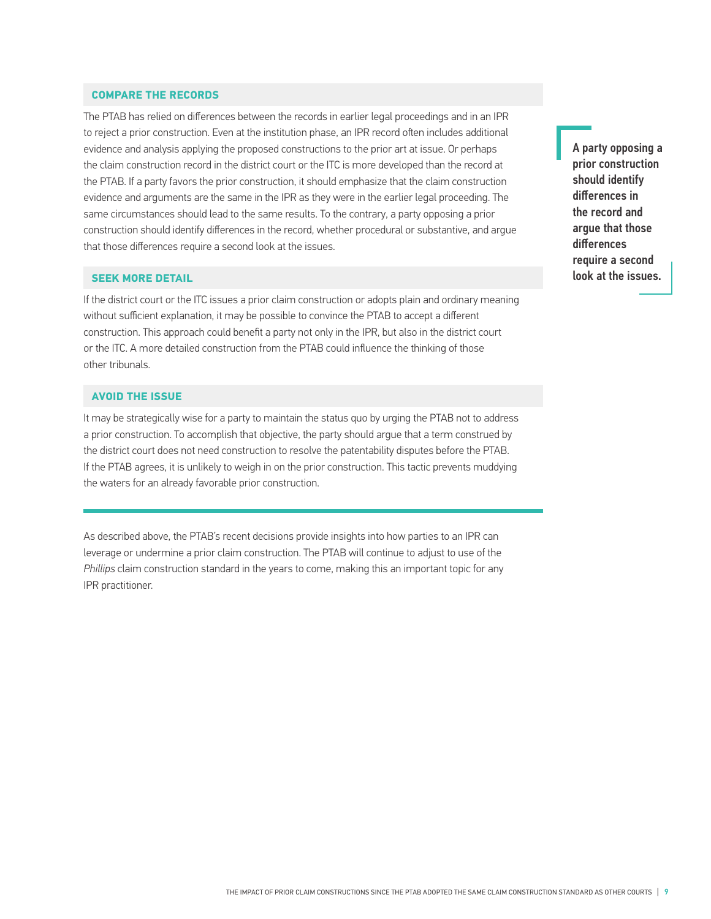## COMPARE THE RECORDS

The PTAB has relied on differences between the records in earlier legal proceedings and in an IPR to reject a prior construction. Even at the institution phase, an IPR record often includes additional evidence and analysis applying the proposed constructions to the prior art at issue. Or perhaps the claim construction record in the district court or the ITC is more developed than the record at the PTAB. If a party favors the prior construction, it should emphasize that the claim construction evidence and arguments are the same in the IPR as they were in the earlier legal proceeding. The same circumstances should lead to the same results. To the contrary, a party opposing a prior construction should identify differences in the record, whether procedural or substantive, and argue that those differences require a second look at the issues.

> **A party opposing a prior construction should identify differences in the record and argue that those differences require a second look at the issues.**

## SEEK MORE DETAIL

If the district court or the ITC issues a prior claim construction or adopts plain and ordinary meaning without sufficient explanation, it may be possible to convince the PTAB to accept a different construction. This approach could benefit a party not only in the IPR, but also in the district court or the ITC. A more detailed construction from the PTAB could influence the thinking of those other tribunals.

## AVOID THE ISSUE

It may be strategically wise for a party to maintain the status quo by urging the PTAB not to address a prior construction. To accomplish that objective, the party should argue that a term construed by the district court does not need construction to resolve the patentability disputes before the PTAB. If the PTAB agrees, it is unlikely to weigh in on the prior construction. This tactic prevents muddying the waters for an already favorable prior construction.

---

As described above, the PTAB's recent decisions provide insights into how parties to an IPR can leverage or undermine a prior claim construction. The PTAB will continue to adjust to use of the *Phillips* claim construction standard in the years to come, making this an important topic for any IPR practitioner.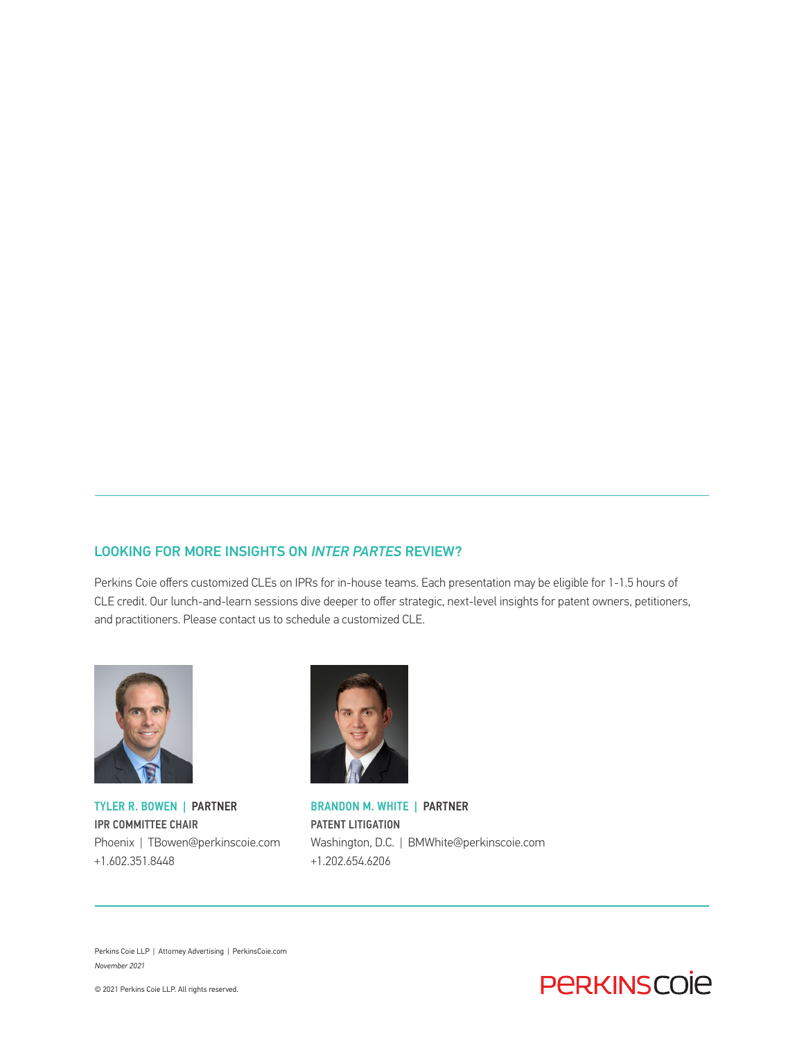## LOOKING FOR MORE INSIGHTS ON *INTER PARTES* REVIEW?

Perkins Coie offers customized CLEs on IPRs for in-house teams. Each presentation may be eligible for 1-1.5 hours of CLE credit. Our lunch-and-learn sessions dive deeper to offer strategic, next-level insights for patent owners, petitioners, and practitioners. Please contact us to schedule a customized CLE.

**TYLER R. BOWEN | PARTNER**
**IPR COMMITTEE CHAIR**
Phoenix | TBowen@perkinscoie.com
+1.602.351.8448

**BRANDON M. WHITE | PARTNER**
**PATENT LITIGATION**
Washington, D.C. | BMWhite@perkinscoie.com
+1.202.654.6206

Perkins Coie LLP | Attorney Advertising | PerkinsCoie.com
*November 2021*

© 2021 Perkins Coie LLP. All rights reserved.

PERKINSCOIE